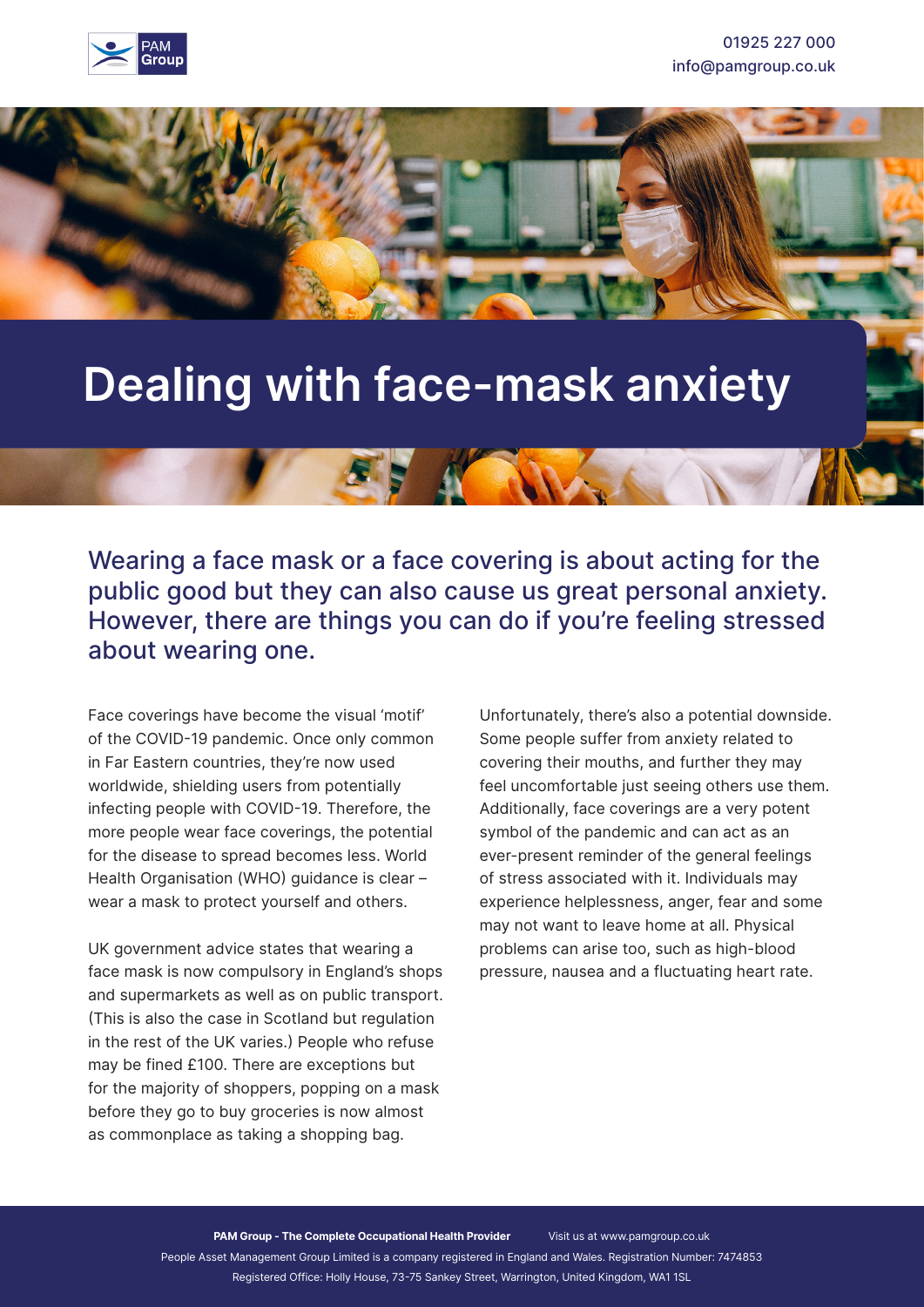01925 227 000
info@pamgroup.co.uk

# Dealing with face-mask anxiety

## Wearing a face mask or a face covering is about acting for the public good but they can also cause us great personal anxiety. However, there are things you can do if you're feeling stressed about wearing one.

Face coverings have become the visual 'motif' of the COVID-19 pandemic. Once only common in Far Eastern countries, they're now used worldwide, shielding users from potentially infecting people with COVID-19. Therefore, the more people wear face coverings, the potential for the disease to spread becomes less. World Health Organisation (WHO) guidance is clear – wear a mask to protect yourself and others.

UK government advice states that wearing a face mask is now compulsory in England's shops and supermarkets as well as on public transport. (This is also the case in Scotland but regulation in the rest of the UK varies.) People who refuse may be fined £100. There are exceptions but for the majority of shoppers, popping on a mask before they go to buy groceries is now almost as commonplace as taking a shopping bag.

Unfortunately, there's also a potential downside. Some people suffer from anxiety related to covering their mouths, and further they may feel uncomfortable just seeing others use them. Additionally, face coverings are a very potent symbol of the pandemic and can act as an ever-present reminder of the general feelings of stress associated with it. Individuals may experience helplessness, anger, fear and some may not want to leave home at all. Physical problems can arise too, such as high-blood pressure, nausea and a fluctuating heart rate.

**PAM Group - The Complete Occupational Health Provider** Visit us at www.pamgroup.co.uk

People Asset Management Group Limited is a company registered in England and Wales. Registration Number: 7474853

Registered Office: Holly House, 73-75 Sankey Street, Warrington, United Kingdom, WA1 1SL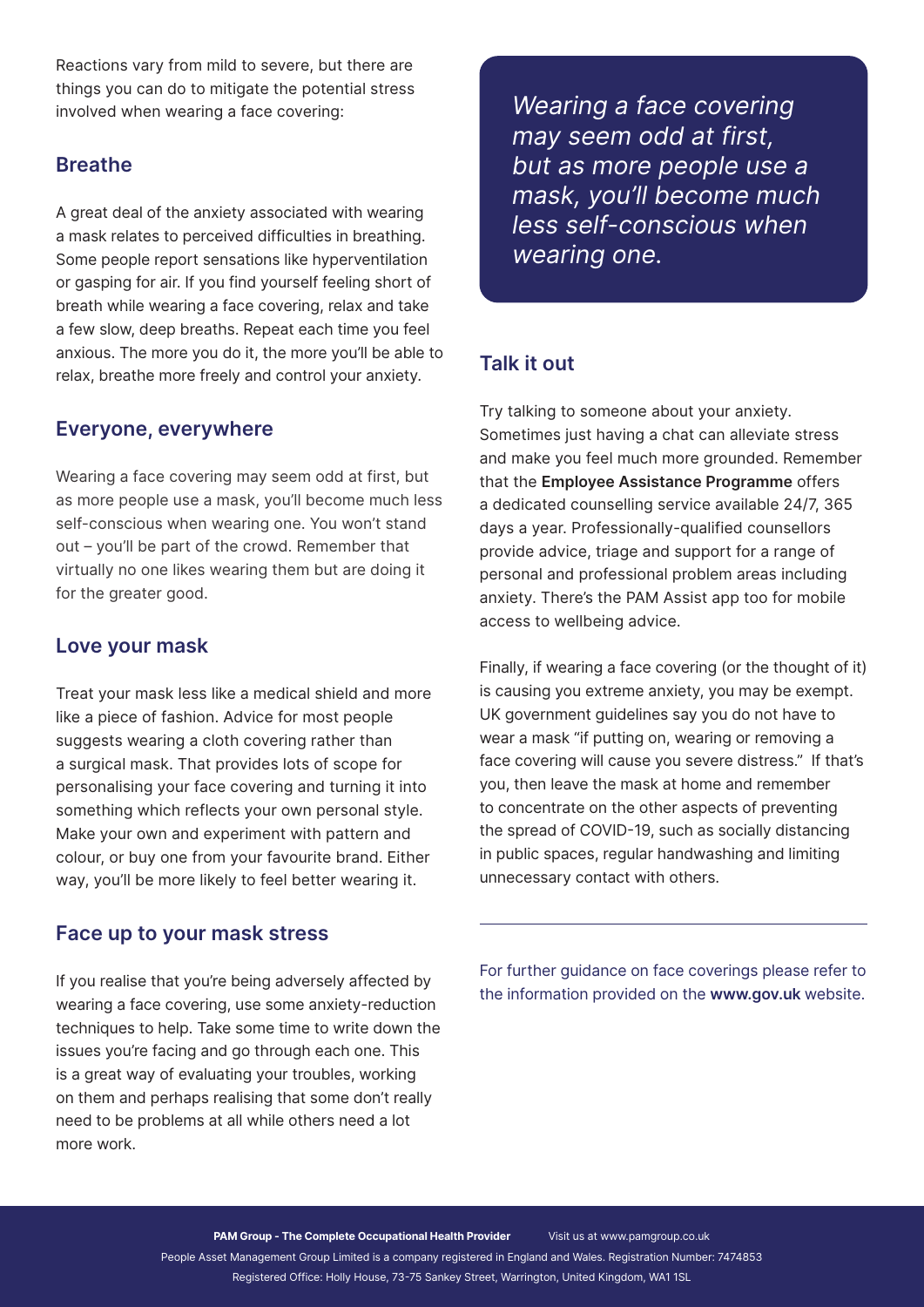Reactions vary from mild to severe, but there are things you can do to mitigate the potential stress involved when wearing a face covering:

## Breathe

A great deal of the anxiety associated with wearing a mask relates to perceived difficulties in breathing. Some people report sensations like hyperventilation or gasping for air. If you find yourself feeling short of breath while wearing a face covering, relax and take a few slow, deep breaths. Repeat each time you feel anxious. The more you do it, the more you'll be able to relax, breathe more freely and control your anxiety.

## Everyone, everywhere

Wearing a face covering may seem odd at first, but as more people use a mask, you'll become much less self-conscious when wearing one. You won't stand out – you'll be part of the crowd. Remember that virtually no one likes wearing them but are doing it for the greater good.

## Love your mask

Treat your mask less like a medical shield and more like a piece of fashion. Advice for most people suggests wearing a cloth covering rather than a surgical mask. That provides lots of scope for personalising your face covering and turning it into something which reflects your own personal style. Make your own and experiment with pattern and colour, or buy one from your favourite brand. Either way, you'll be more likely to feel better wearing it.

## Face up to your mask stress

If you realise that you're being adversely affected by wearing a face covering, use some anxiety-reduction techniques to help. Take some time to write down the issues you're facing and go through each one. This is a great way of evaluating your troubles, working on them and perhaps realising that some don't really need to be problems at all while others need a lot more work.

*Wearing a face covering may seem odd at first, but as more people use a mask, you'll become much less self-conscious when wearing one.*

## Talk it out

Try talking to someone about your anxiety. Sometimes just having a chat can alleviate stress and make you feel much more grounded. Remember that the **Employee Assistance Programme** offers a dedicated counselling service available 24/7, 365 days a year. Professionally-qualified counsellors provide advice, triage and support for a range of personal and professional problem areas including anxiety. There's the PAM Assist app too for mobile access to wellbeing advice.

Finally, if wearing a face covering (or the thought of it) is causing you extreme anxiety, you may be exempt. UK government guidelines say you do not have to wear a mask "if putting on, wearing or removing a face covering will cause you severe distress." If that's you, then leave the mask at home and remember to concentrate on the other aspects of preventing the spread of COVID-19, such as socially distancing in public spaces, regular handwashing and limiting unnecessary contact with others.

---

For further guidance on face coverings please refer to the information provided on the **www.gov.uk** website.

**PAM Group - The Complete Occupational Health Provider** Visit us at www.pamgroup.co.uk

People Asset Management Group Limited is a company registered in England and Wales. Registration Number: 7474853

Registered Office: Holly House, 73-75 Sankey Street, Warrington, United Kingdom, WA1 1SL